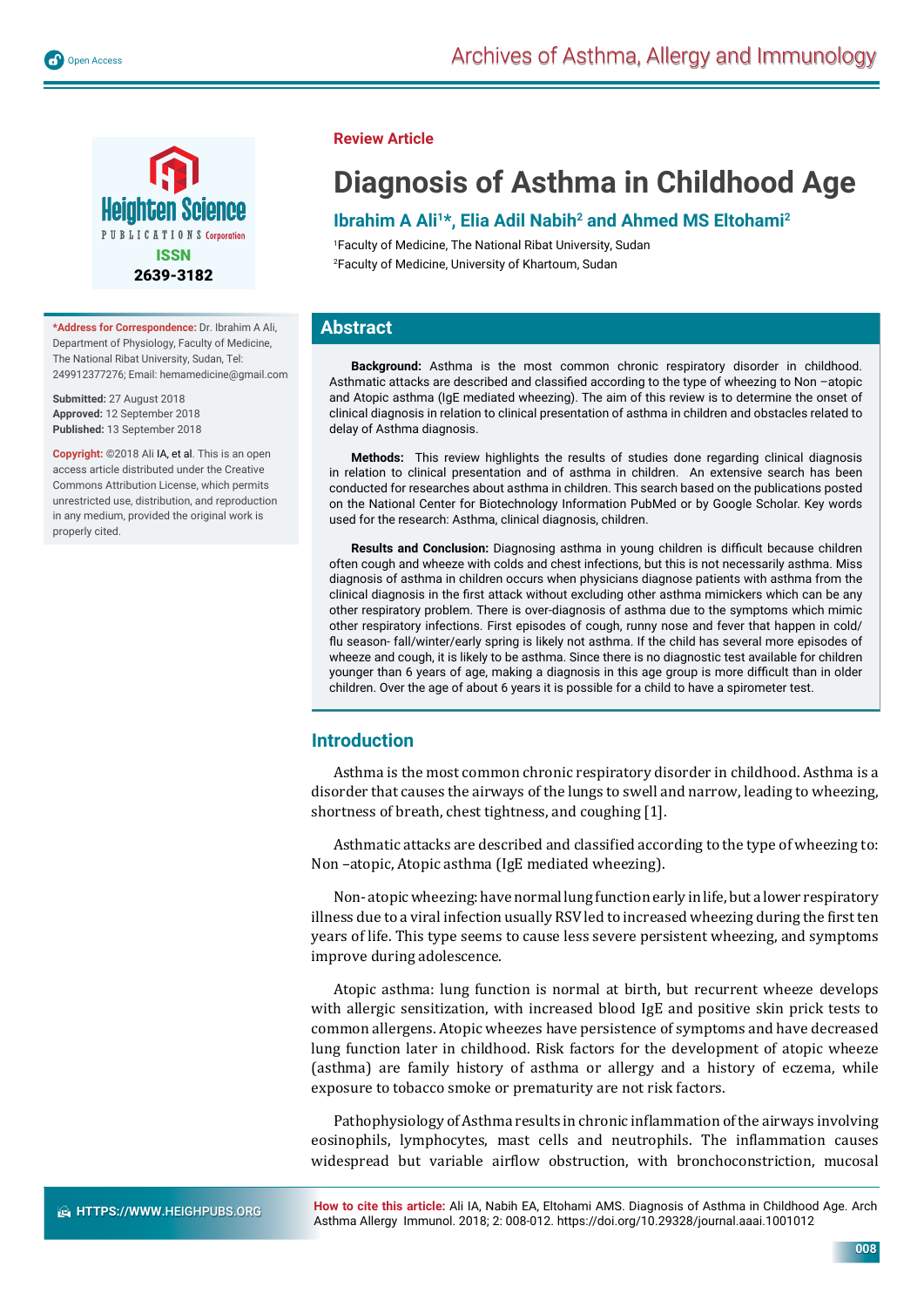Review Article

# Diagnosis of Asthma in Childhood Age

**Ibrahim A Ali[1]*, Elia Adil Nabih[2] and Ahmed MS Eltohami[2]**

[1]Faculty of Medicine, The National Ribat University, Sudan

[2]Faculty of Medicine, University of Khartoum, Sudan

***Address for Correspondence:** Dr. Ibrahim A Ali, Department of Physiology, Faculty of Medicine, The National Ribat University, Sudan, Tel: 249912377276; Email: hemamedicine@gmail.com

**Submitted:** 27 August 2018
**Approved:** 12 September 2018
**Published:** 13 September 2018

**Copyright:** ©2018 Ali IA, et al. This is an open access article distributed under the Creative Commons Attribution License, which permits unrestricted use, distribution, and reproduction in any medium, provided the original work is properly cited.

## Abstract

**Background:** Asthma is the most common chronic respiratory disorder in childhood. Asthmatic attacks are described and classified according to the type of wheezing to Non –atopic and Atopic asthma (IgE mediated wheezing). The aim of this review is to determine the onset of clinical diagnosis in relation to clinical presentation of asthma in children and obstacles related to delay of Asthma diagnosis.

**Methods:** This review highlights the results of studies done regarding clinical diagnosis in relation to clinical presentation and of asthma in children. An extensive search has been conducted for researches about asthma in children. This search based on the publications posted on the National Center for Biotechnology Information PubMed or by Google Scholar. Key words used for the research: Asthma, clinical diagnosis, children.

**Results and Conclusion:** Diagnosing asthma in young children is difficult because children often cough and wheeze with colds and chest infections, but this is not necessarily asthma. Miss diagnosis of asthma in children occurs when physicians diagnose patients with asthma from the clinical diagnosis in the first attack without excluding other asthma mimickers which can be any other respiratory problem. There is over-diagnosis of asthma due to the symptoms which mimic other respiratory infections. First episodes of cough, runny nose and fever that happen in cold/flu season- fall/winter/early spring is likely not asthma. If the child has several more episodes of wheeze and cough, it is likely to be asthma. Since there is no diagnostic test available for children younger than 6 years of age, making a diagnosis in this age group is more difficult than in older children. Over the age of about 6 years it is possible for a child to have a spirometer test.

## Introduction

Asthma is the most common chronic respiratory disorder in childhood. Asthma is a disorder that causes the airways of the lungs to swell and narrow, leading to wheezing, shortness of breath, chest tightness, and coughing [1].

Asthmatic attacks are described and classified according to the type of wheezing to: Non –atopic, Atopic asthma (IgE mediated wheezing).

Non- atopic wheezing: have normal lung function early in life, but a lower respiratory illness due to a viral infection usually RSV led to increased wheezing during the first ten years of life. This type seems to cause less severe persistent wheezing, and symptoms improve during adolescence.

Atopic asthma: lung function is normal at birth, but recurrent wheeze develops with allergic sensitization, with increased blood IgE and positive skin prick tests to common allergens. Atopic wheezes have persistence of symptoms and have decreased lung function later in childhood. Risk factors for the development of atopic wheeze (asthma) are family history of asthma or allergy and a history of eczema, while exposure to tobacco smoke or prematurity are not risk factors.

Pathophysiology of Asthma results in chronic inflammation of the airways involving eosinophils, lymphocytes, mast cells and neutrophils. The inflammation causes widespread but variable airflow obstruction, with bronchoconstriction, mucosal

**How to cite this article:** Ali IA, Nabih EA, Eltohami AMS. Diagnosis of Asthma in Childhood Age. Arch Asthma Allergy Immunol. 2018; 2: 008-012. https://doi.org/10.29328/journal.aaai.1001012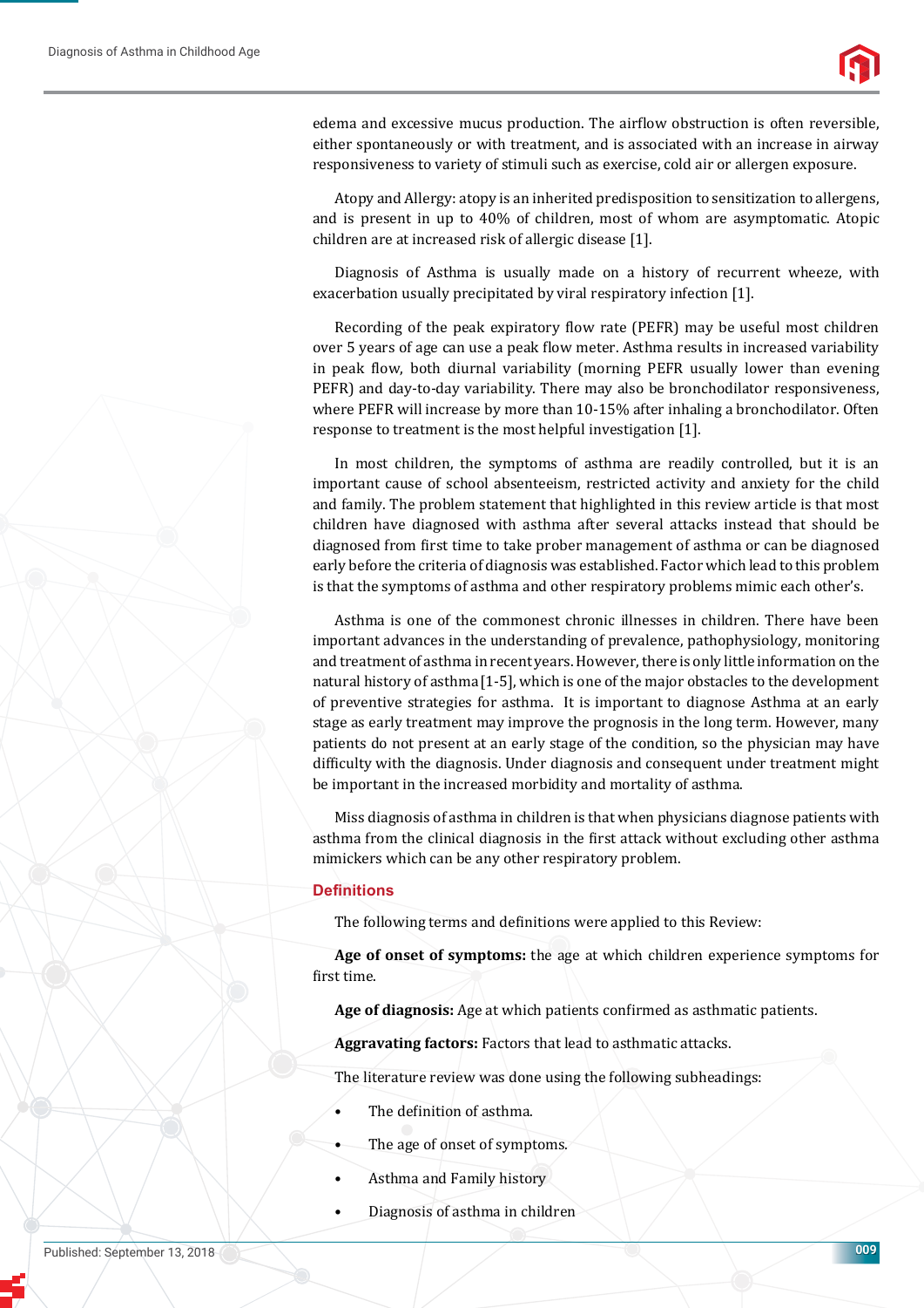edema and excessive mucus production. The airflow obstruction is often reversible, either spontaneously or with treatment, and is associated with an increase in airway responsiveness to variety of stimuli such as exercise, cold air or allergen exposure.

Atopy and Allergy: atopy is an inherited predisposition to sensitization to allergens, and is present in up to 40% of children, most of whom are asymptomatic. Atopic children are at increased risk of allergic disease [1].

Diagnosis of Asthma is usually made on a history of recurrent wheeze, with exacerbation usually precipitated by viral respiratory infection [1].

Recording of the peak expiratory flow rate (PEFR) may be useful most children over 5 years of age can use a peak flow meter. Asthma results in increased variability in peak flow, both diurnal variability (morning PEFR usually lower than evening PEFR) and day-to-day variability. There may also be bronchodilator responsiveness, where PEFR will increase by more than 10-15% after inhaling a bronchodilator. Often response to treatment is the most helpful investigation [1].

In most children, the symptoms of asthma are readily controlled, but it is an important cause of school absenteeism, restricted activity and anxiety for the child and family. The problem statement that highlighted in this review article is that most children have diagnosed with asthma after several attacks instead that should be diagnosed from first time to take prober management of asthma or can be diagnosed early before the criteria of diagnosis was established. Factor which lead to this problem is that the symptoms of asthma and other respiratory problems mimic each other's.

Asthma is one of the commonest chronic illnesses in children. There have been important advances in the understanding of prevalence, pathophysiology, monitoring and treatment of asthma in recent years. However, there is only little information on the natural history of asthma [1-5], which is one of the major obstacles to the development of preventive strategies for asthma. It is important to diagnose Asthma at an early stage as early treatment may improve the prognosis in the long term. However, many patients do not present at an early stage of the condition, so the physician may have difficulty with the diagnosis. Under diagnosis and consequent under treatment might be important in the increased morbidity and mortality of asthma.

Miss diagnosis of asthma in children is that when physicians diagnose patients with asthma from the clinical diagnosis in the first attack without excluding other asthma mimickers which can be any other respiratory problem.

## Definitions

The following terms and definitions were applied to this Review:

**Age of onset of symptoms:** the age at which children experience symptoms for first time.

**Age of diagnosis:** Age at which patients confirmed as asthmatic patients.

**Aggravating factors:** Factors that lead to asthmatic attacks.

The literature review was done using the following subheadings:

- The definition of asthma.
- The age of onset of symptoms.
- Asthma and Family history
- Diagnosis of asthma in children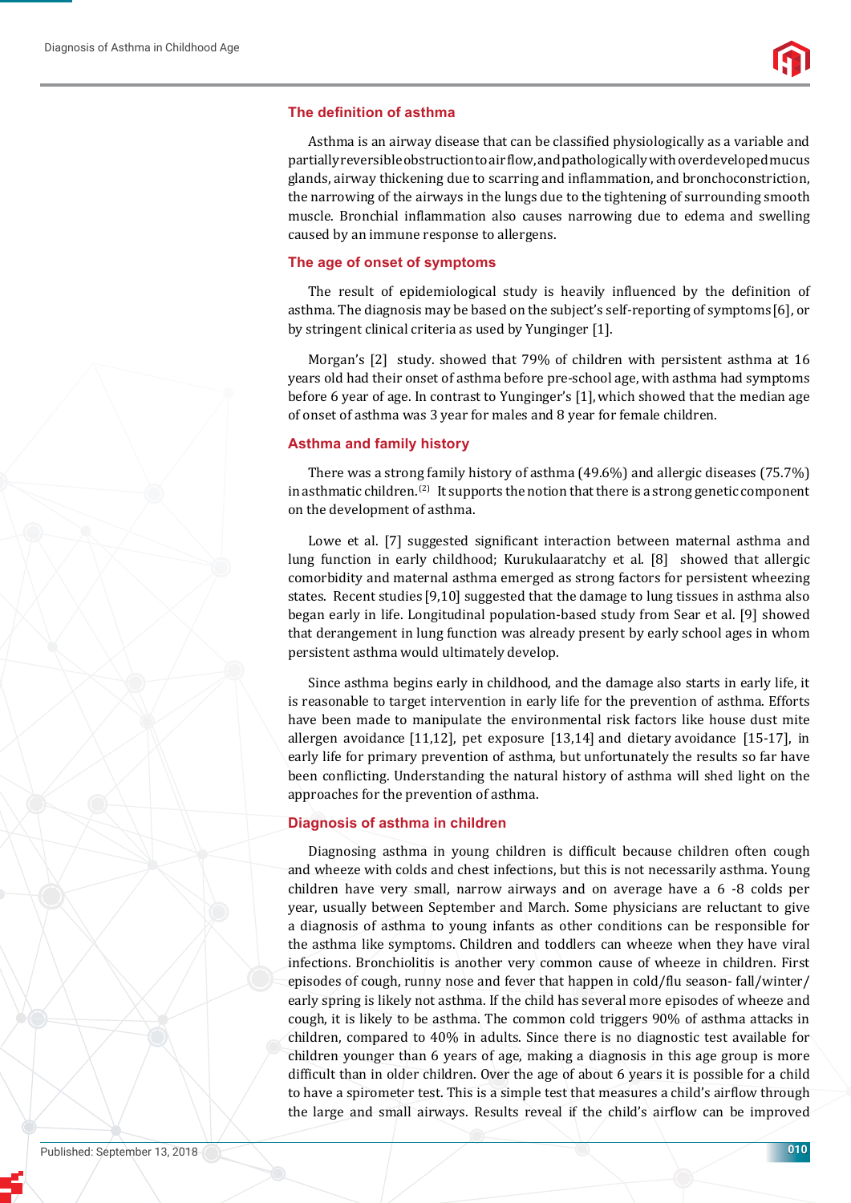## The definition of asthma

Asthma is an airway disease that can be classified physiologically as a variable and partially reversible obstruction to air flow, and pathologically with overdeveloped mucus glands, airway thickening due to scarring and inflammation, and bronchoconstriction, the narrowing of the airways in the lungs due to the tightening of surrounding smooth muscle. Bronchial inflammation also causes narrowing due to edema and swelling caused by an immune response to allergens.

## The age of onset of symptoms

The result of epidemiological study is heavily influenced by the definition of asthma. The diagnosis may be based on the subject's self-reporting of symptoms [6], or by stringent clinical criteria as used by Yunginger [1].

Morgan's [2] study. showed that 79% of children with persistent asthma at 16 years old had their onset of asthma before pre-school age, with asthma had symptoms before 6 year of age. In contrast to Yunginger's [1], which showed that the median age of onset of asthma was 3 year for males and 8 year for female children.

## Asthma and family history

There was a strong family history of asthma (49.6%) and allergic diseases (75.7%) in asthmatic children.[2] It supports the notion that there is a strong genetic component on the development of asthma.

Lowe et al. [7] suggested significant interaction between maternal asthma and lung function in early childhood; Kurukulaaratchy et al. [8] showed that allergic comorbidity and maternal asthma emerged as strong factors for persistent wheezing states. Recent studies [9,10] suggested that the damage to lung tissues in asthma also began early in life. Longitudinal population-based study from Sear et al. [9] showed that derangement in lung function was already present by early school ages in whom persistent asthma would ultimately develop.

Since asthma begins early in childhood, and the damage also starts in early life, it is reasonable to target intervention in early life for the prevention of asthma. Efforts have been made to manipulate the environmental risk factors like house dust mite allergen avoidance [11,12], pet exposure [13,14] and dietary avoidance [15-17], in early life for primary prevention of asthma, but unfortunately the results so far have been conflicting. Understanding the natural history of asthma will shed light on the approaches for the prevention of asthma.

## Diagnosis of asthma in children

Diagnosing asthma in young children is difficult because children often cough and wheeze with colds and chest infections, but this is not necessarily asthma. Young children have very small, narrow airways and on average have a 6 -8 colds per year, usually between September and March. Some physicians are reluctant to give a diagnosis of asthma to young infants as other conditions can be responsible for the asthma like symptoms. Children and toddlers can wheeze when they have viral infections. Bronchiolitis is another very common cause of wheeze in children. First episodes of cough, runny nose and fever that happen in cold/flu season- fall/winter/ early spring is likely not asthma. If the child has several more episodes of wheeze and cough, it is likely to be asthma. The common cold triggers 90% of asthma attacks in children, compared to 40% in adults. Since there is no diagnostic test available for children younger than 6 years of age, making a diagnosis in this age group is more difficult than in older children. Over the age of about 6 years it is possible for a child to have a spirometer test. This is a simple test that measures a child's airflow through the large and small airways. Results reveal if the child's airflow can be improved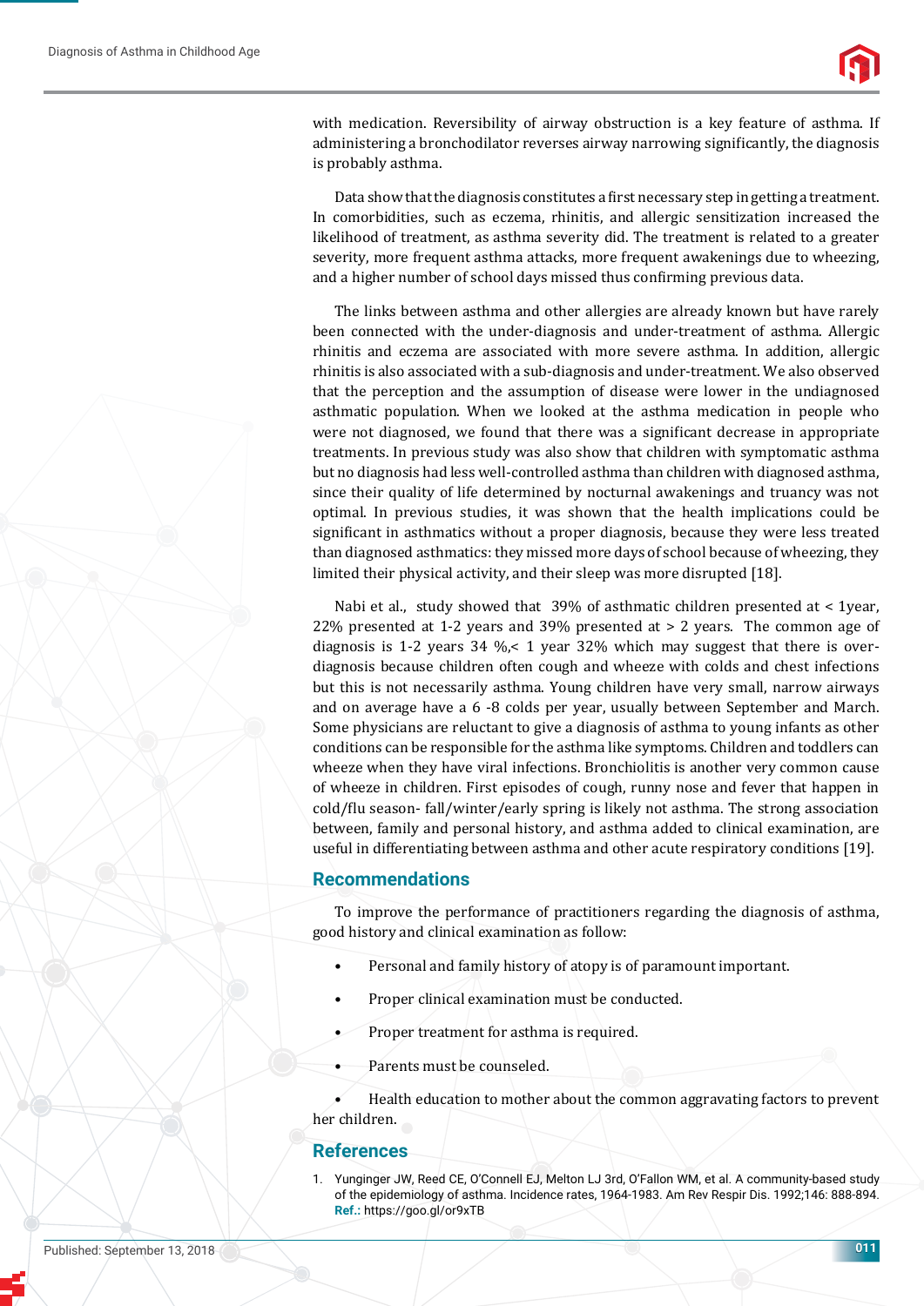with medication. Reversibility of airway obstruction is a key feature of asthma. If administering a bronchodilator reverses airway narrowing significantly, the diagnosis is probably asthma.

Data show that the diagnosis constitutes a first necessary step in getting a treatment. In comorbidities, such as eczema, rhinitis, and allergic sensitization increased the likelihood of treatment, as asthma severity did. The treatment is related to a greater severity, more frequent asthma attacks, more frequent awakenings due to wheezing, and a higher number of school days missed thus confirming previous data.

The links between asthma and other allergies are already known but have rarely been connected with the under-diagnosis and under-treatment of asthma. Allergic rhinitis and eczema are associated with more severe asthma. In addition, allergic rhinitis is also associated with a sub-diagnosis and under-treatment. We also observed that the perception and the assumption of disease were lower in the undiagnosed asthmatic population. When we looked at the asthma medication in people who were not diagnosed, we found that there was a significant decrease in appropriate treatments. In previous study was also show that children with symptomatic asthma but no diagnosis had less well-controlled asthma than children with diagnosed asthma, since their quality of life determined by nocturnal awakenings and truancy was not optimal. In previous studies, it was shown that the health implications could be significant in asthmatics without a proper diagnosis, because they were less treated than diagnosed asthmatics: they missed more days of school because of wheezing, they limited their physical activity, and their sleep was more disrupted [18].

Nabi et al., study showed that 39% of asthmatic children presented at < 1year, 22% presented at 1-2 years and 39% presented at > 2 years. The common age of diagnosis is 1-2 years 34 %,< 1 year 32% which may suggest that there is over-diagnosis because children often cough and wheeze with colds and chest infections but this is not necessarily asthma. Young children have very small, narrow airways and on average have a 6 -8 colds per year, usually between September and March. Some physicians are reluctant to give a diagnosis of asthma to young infants as other conditions can be responsible for the asthma like symptoms. Children and toddlers can wheeze when they have viral infections. Bronchiolitis is another very common cause of wheeze in children. First episodes of cough, runny nose and fever that happen in cold/flu season- fall/winter/early spring is likely not asthma. The strong association between, family and personal history, and asthma added to clinical examination, are useful in differentiating between asthma and other acute respiratory conditions [19].

## Recommendations

To improve the performance of practitioners regarding the diagnosis of asthma, good history and clinical examination as follow:

- Personal and family history of atopy is of paramount important.
- Proper clinical examination must be conducted.
- Proper treatment for asthma is required.
- Parents must be counseled.
- Health education to mother about the common aggravating factors to prevent her children.

## References

1. Yunginger JW, Reed CE, O'Connell EJ, Melton LJ 3rd, O'Fallon WM, et al. A community-based study of the epidemiology of asthma. Incidence rates, 1964-1983. Am Rev Respir Dis. 1992;146: 888-894. **Ref.:** https://goo.gl/or9xTB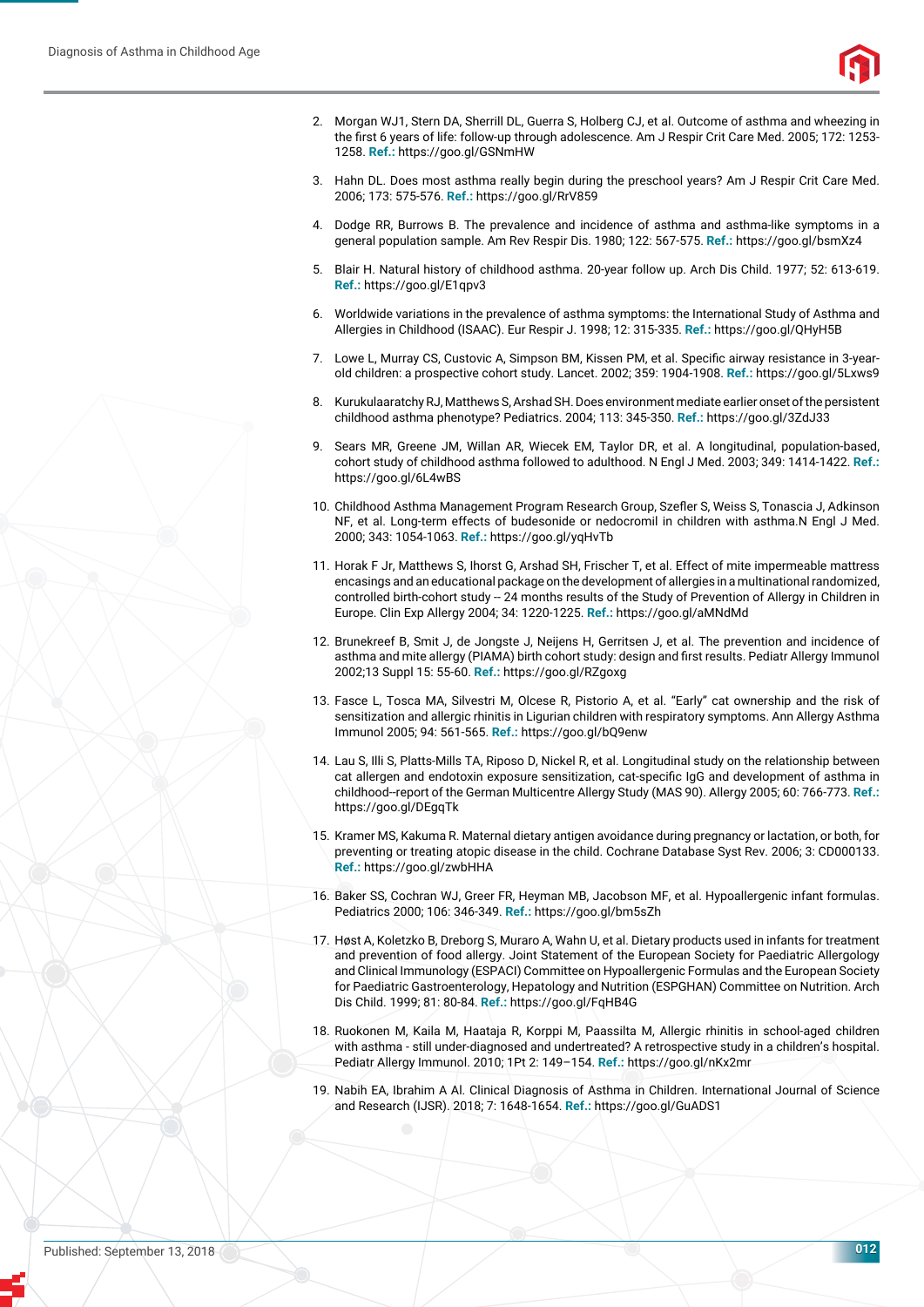2. Morgan WJ1, Stern DA, Sherrill DL, Guerra S, Holberg CJ, et al. Outcome of asthma and wheezing in the first 6 years of life: follow-up through adolescence. Am J Respir Crit Care Med. 2005; 172: 1253-1258. **Ref.:** https://goo.gl/GSNmHW

3. Hahn DL. Does most asthma really begin during the preschool years? Am J Respir Crit Care Med. 2006; 173: 575-576. **Ref.:** https://goo.gl/RrV859

4. Dodge RR, Burrows B. The prevalence and incidence of asthma and asthma-like symptoms in a general population sample. Am Rev Respir Dis. 1980; 122: 567-575. **Ref.:** https://goo.gl/bsmXz4

5. Blair H. Natural history of childhood asthma. 20-year follow up. Arch Dis Child. 1977; 52: 613-619. **Ref.:** https://goo.gl/E1qpv3

6. Worldwide variations in the prevalence of asthma symptoms: the International Study of Asthma and Allergies in Childhood (ISAAC). Eur Respir J. 1998; 12: 315-335. **Ref.:** https://goo.gl/QHyH5B

7. Lowe L, Murray CS, Custovic A, Simpson BM, Kissen PM, et al. Specific airway resistance in 3-year-old children: a prospective cohort study. Lancet. 2002; 359: 1904-1908. **Ref.:** https://goo.gl/5Lxws9

8. Kurukulaaratchy RJ, Matthews S, Arshad SH. Does environment mediate earlier onset of the persistent childhood asthma phenotype? Pediatrics. 2004; 113: 345-350. **Ref.:** https://goo.gl/3ZdJ33

9. Sears MR, Greene JM, Willan AR, Wiecek EM, Taylor DR, et al. A longitudinal, population-based, cohort study of childhood asthma followed to adulthood. N Engl J Med. 2003; 349: 1414-1422. **Ref.:** https://goo.gl/6L4wBS

10. Childhood Asthma Management Program Research Group, Szefler S, Weiss S, Tonascia J, Adkinson NF, et al. Long-term effects of budesonide or nedocromil in children with asthma.N Engl J Med. 2000; 343: 1054-1063. **Ref.:** https://goo.gl/yqHvTb

11. Horak F Jr, Matthews S, Ihorst G, Arshad SH, Frischer T, et al. Effect of mite impermeable mattress encasings and an educational package on the development of allergies in a multinational randomized, controlled birth-cohort study -- 24 months results of the Study of Prevention of Allergy in Children in Europe. Clin Exp Allergy 2004; 34: 1220-1225. **Ref.:** https://goo.gl/aMNdMd

12. Brunekreef B, Smit J, de Jongste J, Neijens H, Gerritsen J, et al. The prevention and incidence of asthma and mite allergy (PIAMA) birth cohort study: design and first results. Pediatr Allergy Immunol 2002;13 Suppl 15: 55-60. **Ref.:** https://goo.gl/RZgoxg

13. Fasce L, Tosca MA, Silvestri M, Olcese R, Pistorio A, et al. "Early" cat ownership and the risk of sensitization and allergic rhinitis in Ligurian children with respiratory symptoms. Ann Allergy Asthma Immunol 2005; 94: 561-565. **Ref.:** https://goo.gl/bQ9enw

14. Lau S, Illi S, Platts-Mills TA, Riposo D, Nickel R, et al. Longitudinal study on the relationship between cat allergen and endotoxin exposure sensitization, cat-specific IgG and development of asthma in childhood--report of the German Multicentre Allergy Study (MAS 90). Allergy 2005; 60: 766-773. **Ref.:** https://goo.gl/DEgqTk

15. Kramer MS, Kakuma R. Maternal dietary antigen avoidance during pregnancy or lactation, or both, for preventing or treating atopic disease in the child. Cochrane Database Syst Rev. 2006; 3: CD000133. **Ref.:** https://goo.gl/zwbHHA

16. Baker SS, Cochran WJ, Greer FR, Heyman MB, Jacobson MF, et al. Hypoallergenic infant formulas. Pediatrics 2000; 106: 346-349. **Ref.:** https://goo.gl/bm5sZh

17. Høst A, Koletzko B, Dreborg S, Muraro A, Wahn U, et al. Dietary products used in infants for treatment and prevention of food allergy. Joint Statement of the European Society for Paediatric Allergology and Clinical Immunology (ESPACI) Committee on Hypoallergenic Formulas and the European Society for Paediatric Gastroenterology, Hepatology and Nutrition (ESPGHAN) Committee on Nutrition. Arch Dis Child. 1999; 81: 80-84. **Ref.:** https://goo.gl/FqHB4G

18. Ruokonen M, Kaila M, Haataja R, Korppi M, Paassilta M, Allergic rhinitis in school-aged children with asthma - still under-diagnosed and undertreated? A retrospective study in a children's hospital. Pediatr Allergy Immunol. 2010; 1Pt 2: 149–154. **Ref.:** https://goo.gl/nKx2mr

19. Nabih EA, Ibrahim A Al. Clinical Diagnosis of Asthma in Children. International Journal of Science and Research (IJSR). 2018; 7: 1648-1654. **Ref.:** https://goo.gl/GuADS1